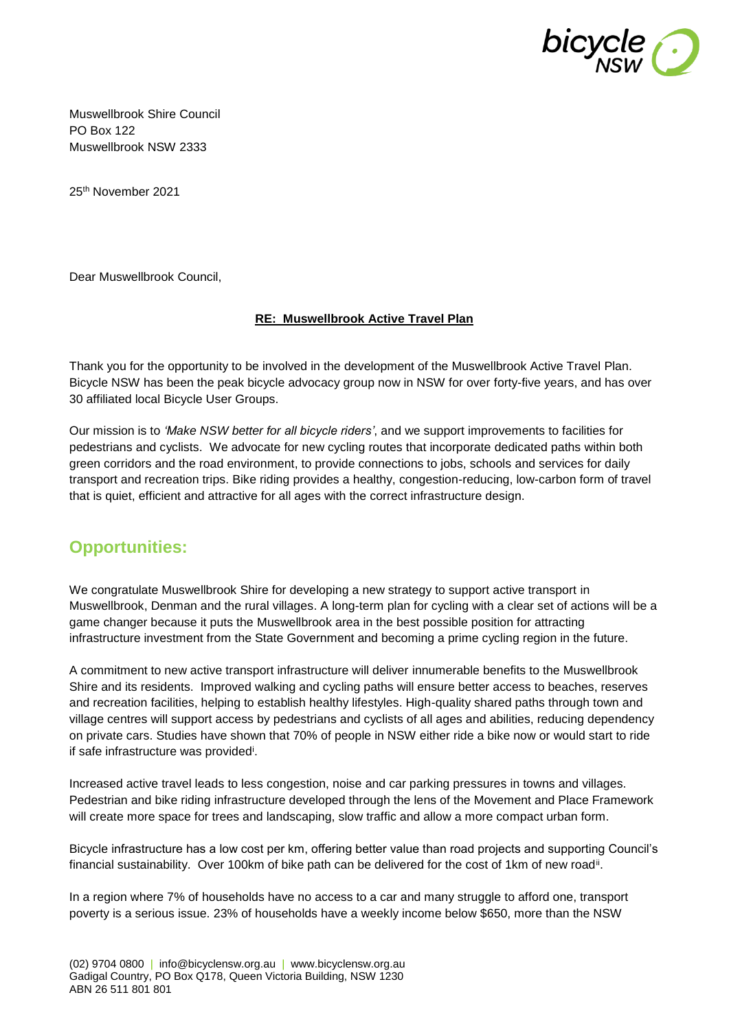Muswellbrook Shire Council
PO Box 122
Muswellbrook NSW 2333

25th November 2021

Dear Muswellbrook Council,

**RE: Muswellbrook Active Travel Plan**

Thank you for the opportunity to be involved in the development of the Muswellbrook Active Travel Plan. Bicycle NSW has been the peak bicycle advocacy group now in NSW for over forty-five years, and has over 30 affiliated local Bicycle User Groups.

Our mission is to *'Make NSW better for all bicycle riders'*, and we support improvements to facilities for pedestrians and cyclists. We advocate for new cycling routes that incorporate dedicated paths within both green corridors and the road environment, to provide connections to jobs, schools and services for daily transport and recreation trips. Bike riding provides a healthy, congestion-reducing, low-carbon form of travel that is quiet, efficient and attractive for all ages with the correct infrastructure design.

## Opportunities:

We congratulate Muswellbrook Shire for developing a new strategy to support active transport in Muswellbrook, Denman and the rural villages. A long-term plan for cycling with a clear set of actions will be a game changer because it puts the Muswellbrook area in the best possible position for attracting infrastructure investment from the State Government and becoming a prime cycling region in the future.

A commitment to new active transport infrastructure will deliver innumerable benefits to the Muswellbrook Shire and its residents. Improved walking and cycling paths will ensure better access to beaches, reserves and recreation facilities, helping to establish healthy lifestyles. High-quality shared paths through town and village centres will support access by pedestrians and cyclists of all ages and abilities, reducing dependency on private cars. Studies have shown that 70% of people in NSW either ride a bike now or would start to ride if safe infrastructure was provided[i].

Increased active travel leads to less congestion, noise and car parking pressures in towns and villages. Pedestrian and bike riding infrastructure developed through the lens of the Movement and Place Framework will create more space for trees and landscaping, slow traffic and allow a more compact urban form.

Bicycle infrastructure has a low cost per km, offering better value than road projects and supporting Council's financial sustainability. Over 100km of bike path can be delivered for the cost of 1km of new road[ii].

In a region where 7% of households have no access to a car and many struggle to afford one, transport poverty is a serious issue. 23% of households have a weekly income below $650, more than the NSW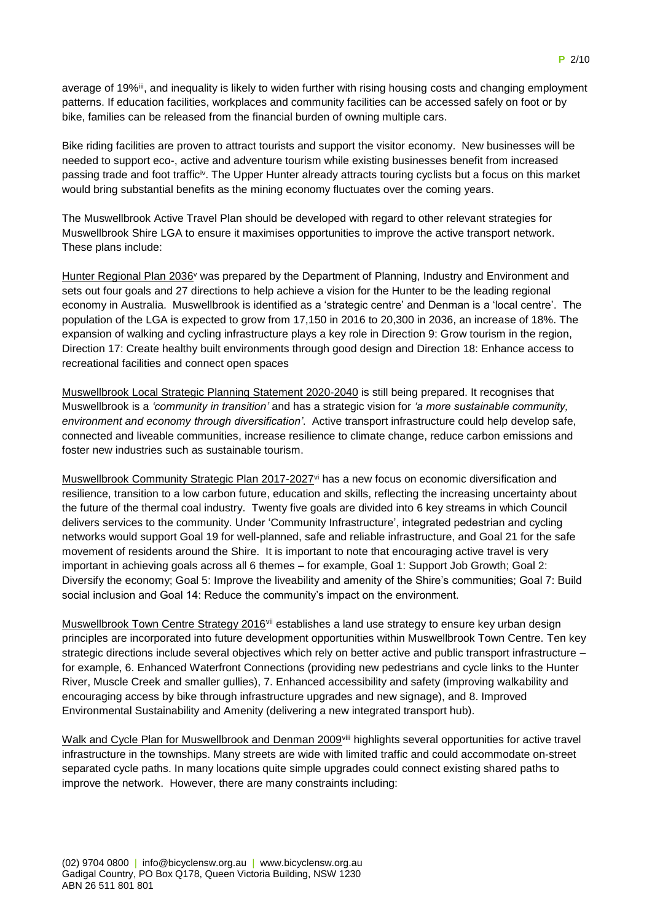average of 19%[iii], and inequality is likely to widen further with rising housing costs and changing employment patterns. If education facilities, workplaces and community facilities can be accessed safely on foot or by bike, families can be released from the financial burden of owning multiple cars.

Bike riding facilities are proven to attract tourists and support the visitor economy. New businesses will be needed to support eco-, active and adventure tourism while existing businesses benefit from increased passing trade and foot traffic[iv]. The Upper Hunter already attracts touring cyclists but a focus on this market would bring substantial benefits as the mining economy fluctuates over the coming years.

The Muswellbrook Active Travel Plan should be developed with regard to other relevant strategies for Muswellbrook Shire LGA to ensure it maximises opportunities to improve the active transport network. These plans include:

Hunter Regional Plan 2036[v] was prepared by the Department of Planning, Industry and Environment and sets out four goals and 27 directions to help achieve a vision for the Hunter to be the leading regional economy in Australia. Muswellbrook is identified as a 'strategic centre' and Denman is a 'local centre'. The population of the LGA is expected to grow from 17,150 in 2016 to 20,300 in 2036, an increase of 18%. The expansion of walking and cycling infrastructure plays a key role in Direction 9: Grow tourism in the region, Direction 17: Create healthy built environments through good design and Direction 18: Enhance access to recreational facilities and connect open spaces

Muswellbrook Local Strategic Planning Statement 2020-2040 is still being prepared. It recognises that Muswellbrook is a *'community in transition'* and has a strategic vision for *'a more sustainable community, environment and economy through diversification'*. Active transport infrastructure could help develop safe, connected and liveable communities, increase resilience to climate change, reduce carbon emissions and foster new industries such as sustainable tourism.

Muswellbrook Community Strategic Plan 2017-2027[vi] has a new focus on economic diversification and resilience, transition to a low carbon future, education and skills, reflecting the increasing uncertainty about the future of the thermal coal industry. Twenty five goals are divided into 6 key streams in which Council delivers services to the community. Under 'Community Infrastructure', integrated pedestrian and cycling networks would support Goal 19 for well-planned, safe and reliable infrastructure, and Goal 21 for the safe movement of residents around the Shire. It is important to note that encouraging active travel is very important in achieving goals across all 6 themes – for example, Goal 1: Support Job Growth; Goal 2: Diversify the economy; Goal 5: Improve the liveability and amenity of the Shire's communities; Goal 7: Build social inclusion and Goal 14: Reduce the community's impact on the environment.

Muswellbrook Town Centre Strategy 2016[vii] establishes a land use strategy to ensure key urban design principles are incorporated into future development opportunities within Muswellbrook Town Centre. Ten key strategic directions include several objectives which rely on better active and public transport infrastructure – for example, 6. Enhanced Waterfront Connections (providing new pedestrians and cycle links to the Hunter River, Muscle Creek and smaller gullies), 7. Enhanced accessibility and safety (improving walkability and encouraging access by bike through infrastructure upgrades and new signage), and 8. Improved Environmental Sustainability and Amenity (delivering a new integrated transport hub).

Walk and Cycle Plan for Muswellbrook and Denman 2009[viii] highlights several opportunities for active travel infrastructure in the townships. Many streets are wide with limited traffic and could accommodate on-street separated cycle paths. In many locations quite simple upgrades could connect existing shared paths to improve the network. However, there are many constraints including: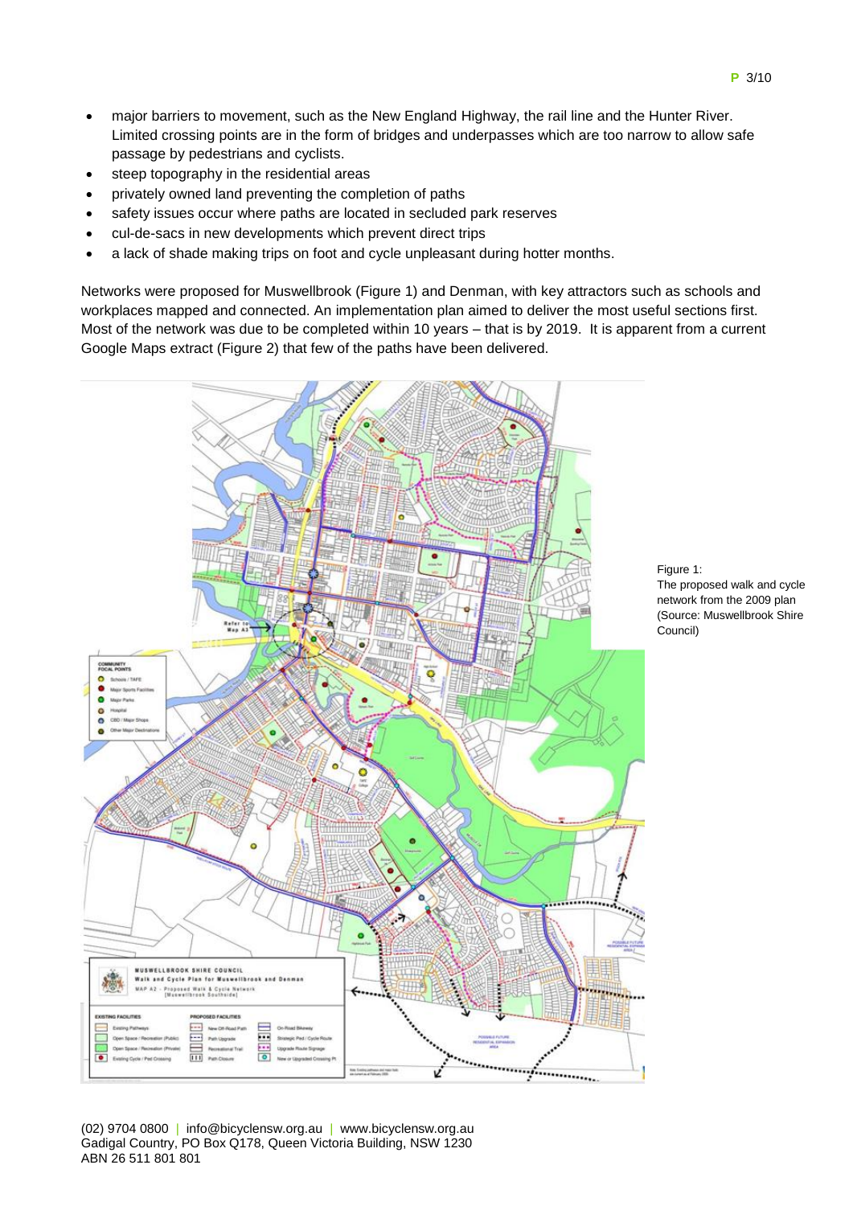- major barriers to movement, such as the New England Highway, the rail line and the Hunter River. Limited crossing points are in the form of bridges and underpasses which are too narrow to allow safe passage by pedestrians and cyclists.
- steep topography in the residential areas
- privately owned land preventing the completion of paths
- safety issues occur where paths are located in secluded park reserves
- cul-de-sacs in new developments which prevent direct trips
- a lack of shade making trips on foot and cycle unpleasant during hotter months.

Networks were proposed for Muswellbrook (Figure 1) and Denman, with key attractors such as schools and workplaces mapped and connected. An implementation plan aimed to deliver the most useful sections first. Most of the network was due to be completed within 10 years – that is by 2019. It is apparent from a current Google Maps extract (Figure 2) that few of the paths have been delivered.

Figure 1:
The proposed walk and cycle network from the 2009 plan
(Source: Muswellbrook Shire Council)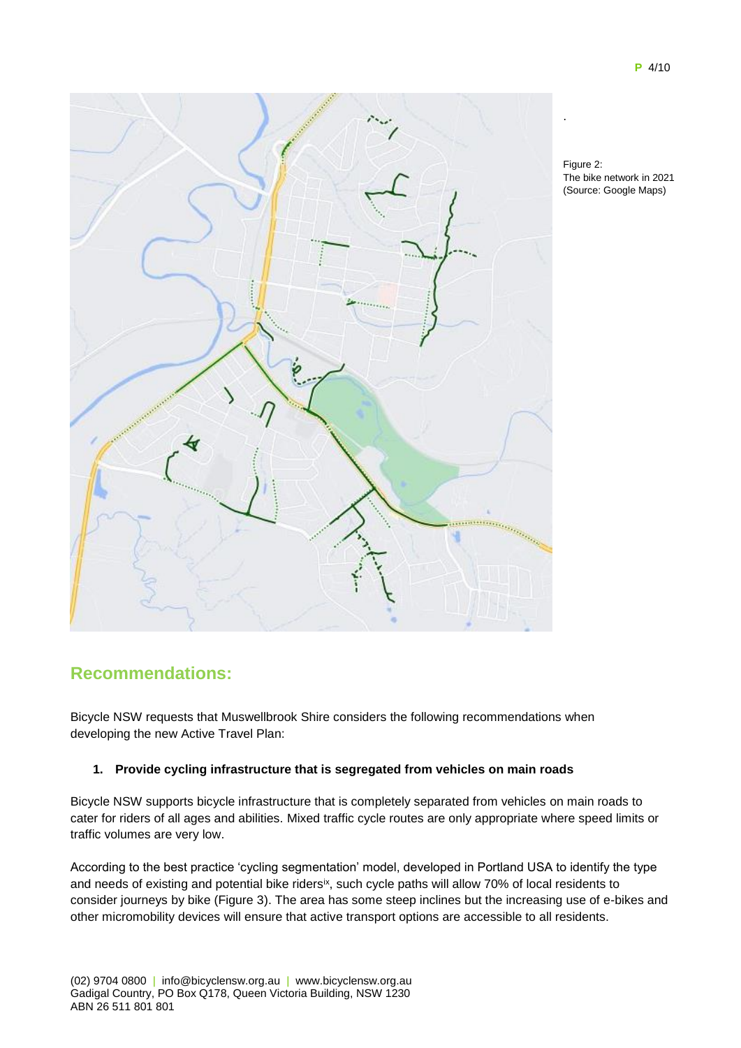Figure 2:
The bike network in 2021
(Source: Google Maps)

## Recommendations:

Bicycle NSW requests that Muswellbrook Shire considers the following recommendations when developing the new Active Travel Plan:

1. **Provide cycling infrastructure that is segregated from vehicles on main roads**

Bicycle NSW supports bicycle infrastructure that is completely separated from vehicles on main roads to cater for riders of all ages and abilities. Mixed traffic cycle routes are only appropriate where speed limits or traffic volumes are very low.

According to the best practice 'cycling segmentation' model, developed in Portland USA to identify the type and needs of existing and potential bike riders[ix], such cycle paths will allow 70% of local residents to consider journeys by bike (Figure 3). The area has some steep inclines but the increasing use of e-bikes and other micromobility devices will ensure that active transport options are accessible to all residents.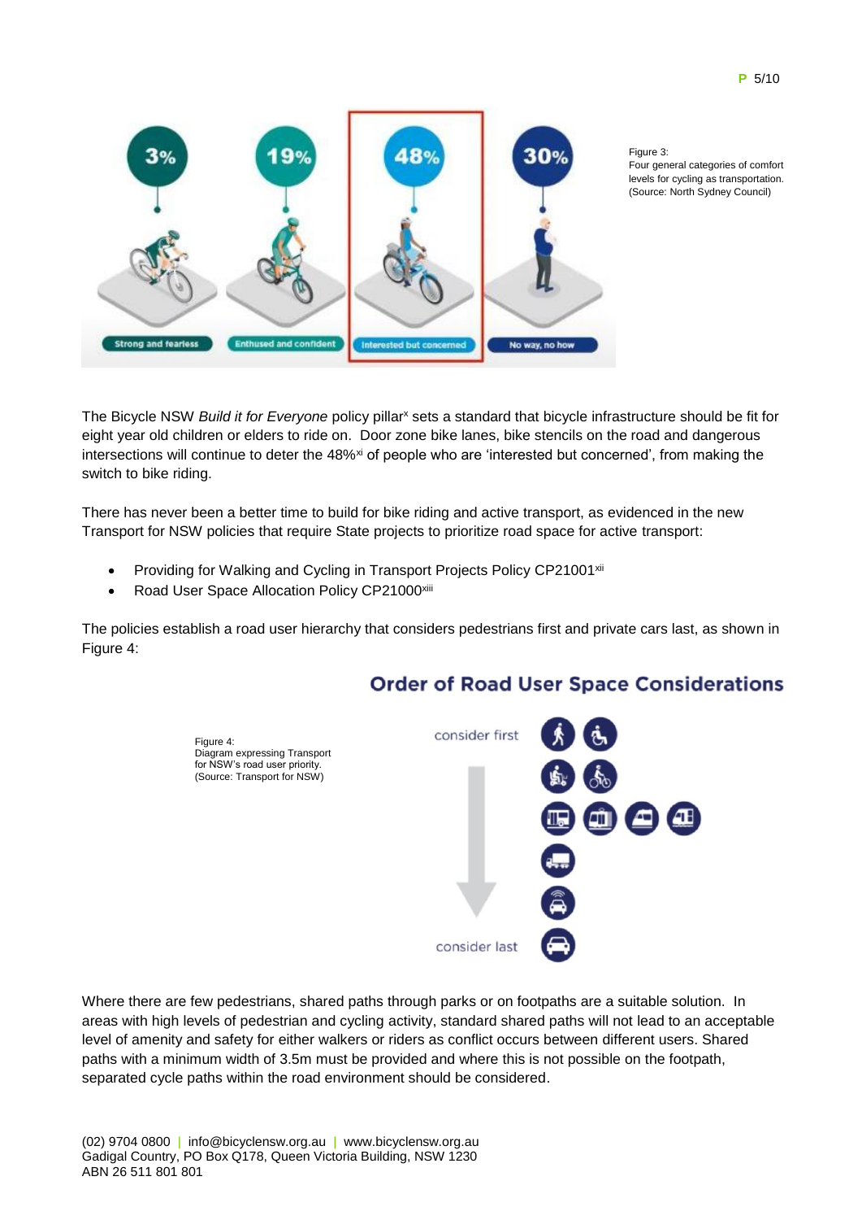Figure 3:
Four general categories of comfort levels for cycling as transportation. (Source: North Sydney Council)

The Bicycle NSW *Build it for Everyone* policy pillar[x] sets a standard that bicycle infrastructure should be fit for eight year old children or elders to ride on. Door zone bike lanes, bike stencils on the road and dangerous intersections will continue to deter the 48%[xi] of people who are 'interested but concerned', from making the switch to bike riding.

There has never been a better time to build for bike riding and active transport, as evidenced in the new Transport for NSW policies that require State projects to prioritize road space for active transport:

- Providing for Walking and Cycling in Transport Projects Policy CP21001[xii]
- Road User Space Allocation Policy CP21000[xiii]

The policies establish a road user hierarchy that considers pedestrians first and private cars last, as shown in Figure 4:

Figure 4:
Diagram expressing Transport for NSW's road user priority. (Source: Transport for NSW)

Where there are few pedestrians, shared paths through parks or on footpaths are a suitable solution. In areas with high levels of pedestrian and cycling activity, standard shared paths will not lead to an acceptable level of amenity and safety for either walkers or riders as conflict occurs between different users. Shared paths with a minimum width of 3.5m must be provided and where this is not possible on the footpath, separated cycle paths within the road environment should be considered.

(02) 9704 0800 | info@bicyclensw.org.au | www.bicyclensw.org.au
Gadigal Country, PO Box Q178, Queen Victoria Building, NSW 1230
ABN 26 511 801 801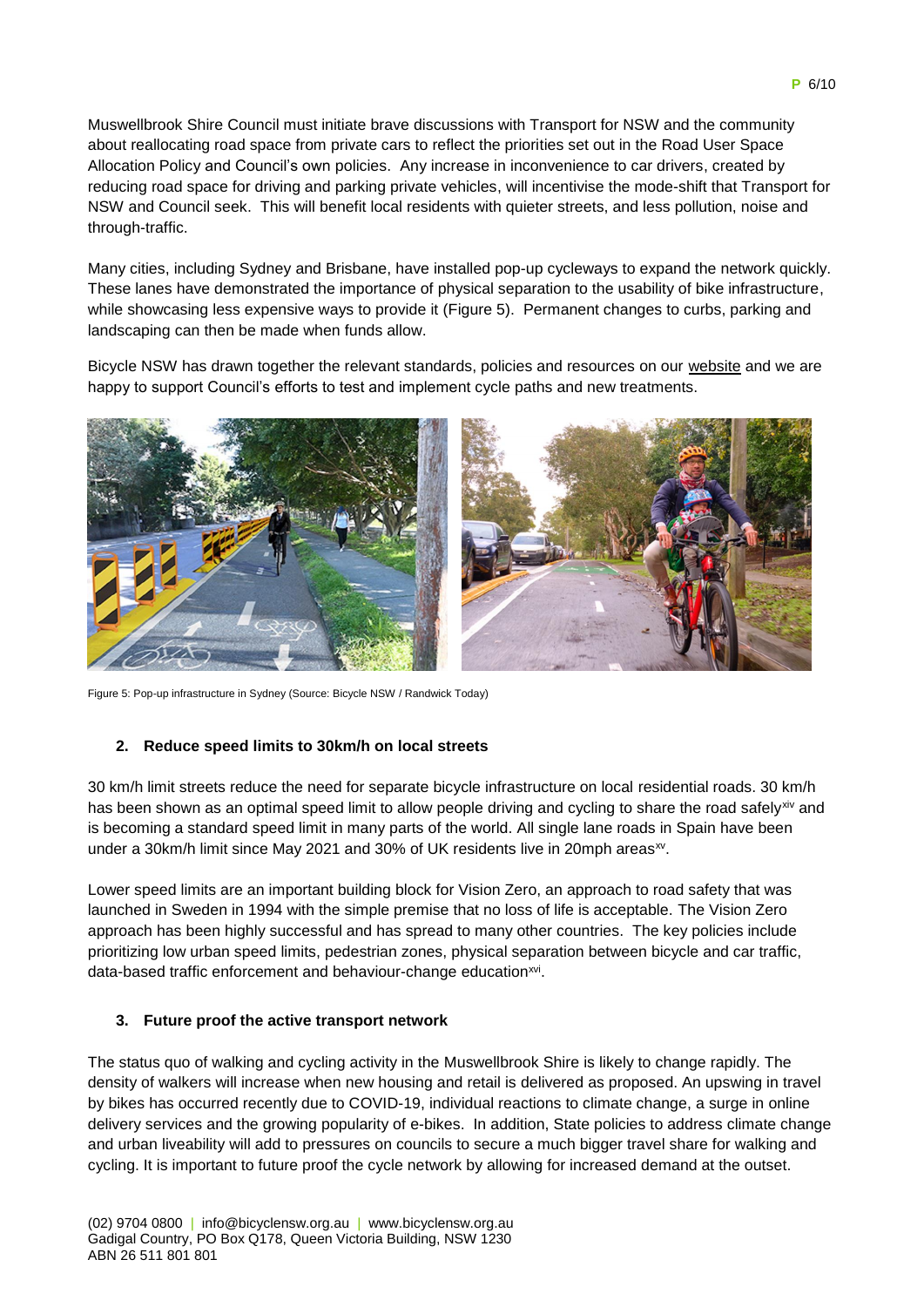Muswellbrook Shire Council must initiate brave discussions with Transport for NSW and the community about reallocating road space from private cars to reflect the priorities set out in the Road User Space Allocation Policy and Council's own policies. Any increase in inconvenience to car drivers, created by reducing road space for driving and parking private vehicles, will incentivise the mode-shift that Transport for NSW and Council seek. This will benefit local residents with quieter streets, and less pollution, noise and through-traffic.

Many cities, including Sydney and Brisbane, have installed pop-up cycleways to expand the network quickly. These lanes have demonstrated the importance of physical separation to the usability of bike infrastructure, while showcasing less expensive ways to provide it (Figure 5). Permanent changes to curbs, parking and landscaping can then be made when funds allow.

Bicycle NSW has drawn together the relevant standards, policies and resources on our website and we are happy to support Council's efforts to test and implement cycle paths and new treatments.

Figure 5: Pop-up infrastructure in Sydney (Source: Bicycle NSW / Randwick Today)

## 2. Reduce speed limits to 30km/h on local streets

30 km/h limit streets reduce the need for separate bicycle infrastructure on local residential roads. 30 km/h has been shown as an optimal speed limit to allow people driving and cycling to share the road safely[xiv] and is becoming a standard speed limit in many parts of the world. All single lane roads in Spain have been under a 30km/h limit since May 2021 and 30% of UK residents live in 20mph areas[xv].

Lower speed limits are an important building block for Vision Zero, an approach to road safety that was launched in Sweden in 1994 with the simple premise that no loss of life is acceptable. The Vision Zero approach has been highly successful and has spread to many other countries. The key policies include prioritizing low urban speed limits, pedestrian zones, physical separation between bicycle and car traffic, data-based traffic enforcement and behaviour-change education[xvi].

## 3. Future proof the active transport network

The status quo of walking and cycling activity in the Muswellbrook Shire is likely to change rapidly. The density of walkers will increase when new housing and retail is delivered as proposed. An upswing in travel by bikes has occurred recently due to COVID-19, individual reactions to climate change, a surge in online delivery services and the growing popularity of e-bikes. In addition, State policies to address climate change and urban liveability will add to pressures on councils to secure a much bigger travel share for walking and cycling. It is important to future proof the cycle network by allowing for increased demand at the outset.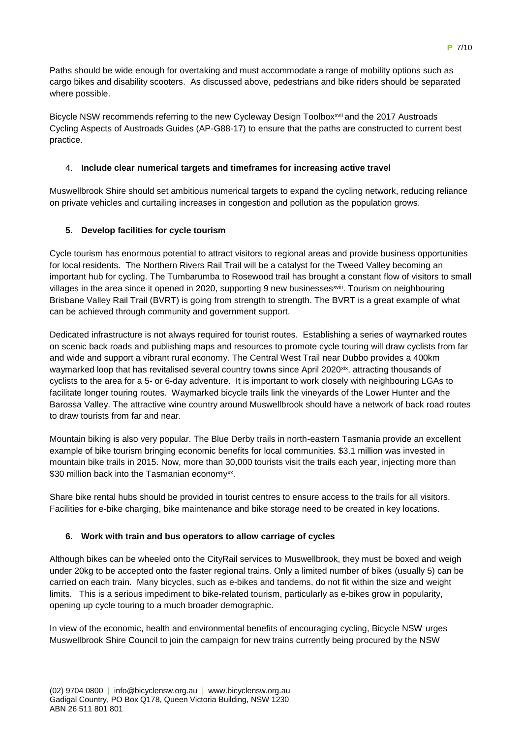Paths should be wide enough for overtaking and must accommodate a range of mobility options such as cargo bikes and disability scooters. As discussed above, pedestrians and bike riders should be separated where possible.

Bicycle NSW recommends referring to the new Cycleway Design Toolbox[xvii] and the 2017 Austroads Cycling Aspects of Austroads Guides (AP-G88-17) to ensure that the paths are constructed to current best practice.

4. **Include clear numerical targets and timeframes for increasing active travel**

Muswellbrook Shire should set ambitious numerical targets to expand the cycling network, reducing reliance on private vehicles and curtailing increases in congestion and pollution as the population grows.

5. **Develop facilities for cycle tourism**

Cycle tourism has enormous potential to attract visitors to regional areas and provide business opportunities for local residents. The Northern Rivers Rail Trail will be a catalyst for the Tweed Valley becoming an important hub for cycling. The Tumbarumba to Rosewood trail has brought a constant flow of visitors to small villages in the area since it opened in 2020, supporting 9 new businesses[xviii]. Tourism on neighbouring Brisbane Valley Rail Trail (BVRT) is going from strength to strength. The BVRT is a great example of what can be achieved through community and government support.

Dedicated infrastructure is not always required for tourist routes. Establishing a series of waymarked routes on scenic back roads and publishing maps and resources to promote cycle touring will draw cyclists from far and wide and support a vibrant rural economy. The Central West Trail near Dubbo provides a 400km waymarked loop that has revitalised several country towns since April 2020[xix], attracting thousands of cyclists to the area for a 5- or 6-day adventure. It is important to work closely with neighbouring LGAs to facilitate longer touring routes. Waymarked bicycle trails link the vineyards of the Lower Hunter and the Barossa Valley. The attractive wine country around Muswellbrook should have a network of back road routes to draw tourists from far and near.

Mountain biking is also very popular. The Blue Derby trails in north-eastern Tasmania provide an excellent example of bike tourism bringing economic benefits for local communities. $3.1 million was invested in mountain bike trails in 2015. Now, more than 30,000 tourists visit the trails each year, injecting more than $30 million back into the Tasmanian economy[xx].

Share bike rental hubs should be provided in tourist centres to ensure access to the trails for all visitors. Facilities for e-bike charging, bike maintenance and bike storage need to be created in key locations.

6. **Work with train and bus operators to allow carriage of cycles**

Although bikes can be wheeled onto the CityRail services to Muswellbrook, they must be boxed and weigh under 20kg to be accepted onto the faster regional trains. Only a limited number of bikes (usually 5) can be carried on each train. Many bicycles, such as e-bikes and tandems, do not fit within the size and weight limits. This is a serious impediment to bike-related tourism, particularly as e-bikes grow in popularity, opening up cycle touring to a much broader demographic.

In view of the economic, health and environmental benefits of encouraging cycling, Bicycle NSW urges Muswellbrook Shire Council to join the campaign for new trains currently being procured by the NSW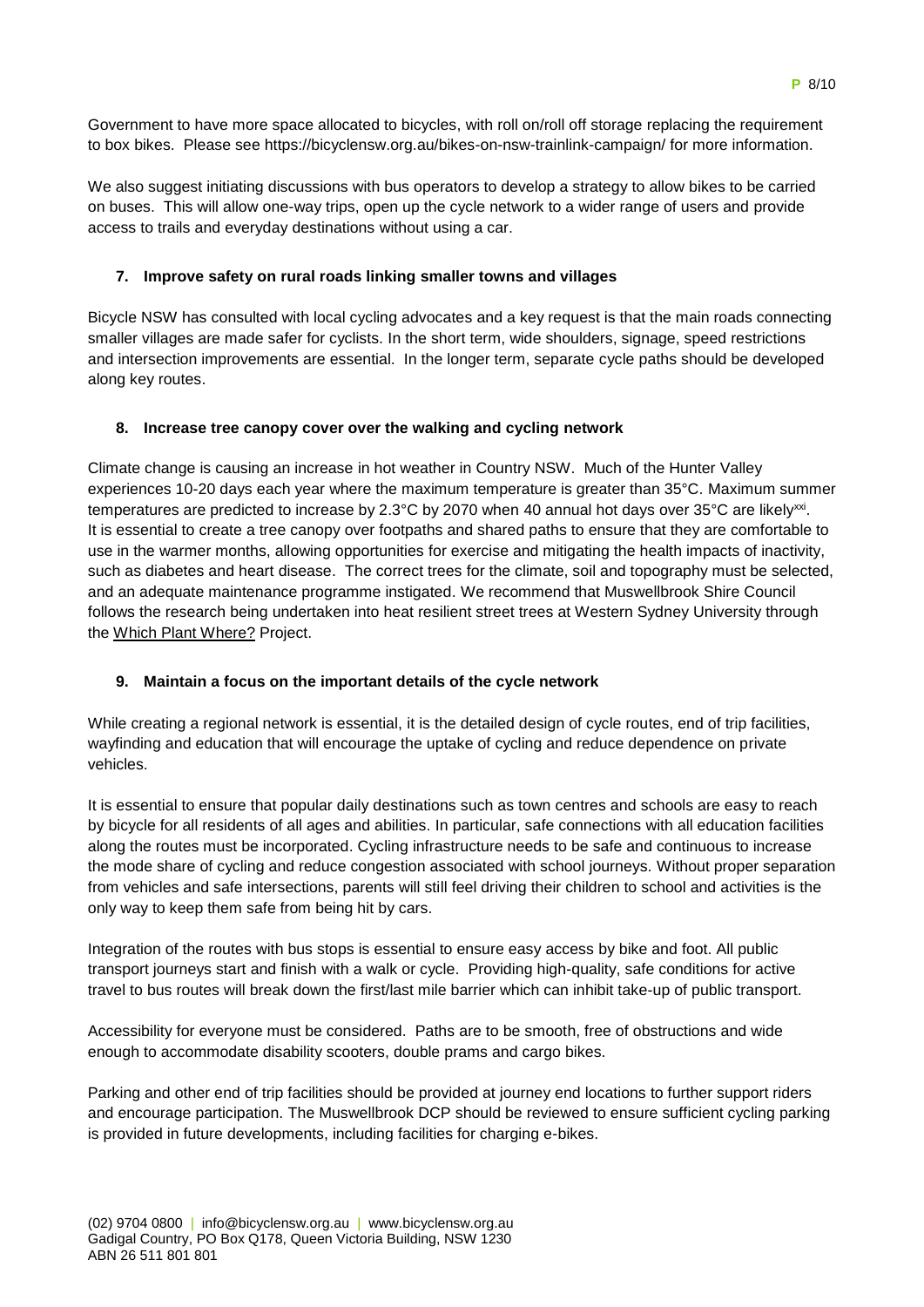Government to have more space allocated to bicycles, with roll on/roll off storage replacing the requirement to box bikes. Please see https://bicyclensw.org.au/bikes-on-nsw-trainlink-campaign/ for more information.

We also suggest initiating discussions with bus operators to develop a strategy to allow bikes to be carried on buses. This will allow one-way trips, open up the cycle network to a wider range of users and provide access to trails and everyday destinations without using a car.

### 7. Improve safety on rural roads linking smaller towns and villages

Bicycle NSW has consulted with local cycling advocates and a key request is that the main roads connecting smaller villages are made safer for cyclists. In the short term, wide shoulders, signage, speed restrictions and intersection improvements are essential. In the longer term, separate cycle paths should be developed along key routes.

### 8. Increase tree canopy cover over the walking and cycling network

Climate change is causing an increase in hot weather in Country NSW. Much of the Hunter Valley experiences 10-20 days each year where the maximum temperature is greater than 35°C. Maximum summer temperatures are predicted to increase by 2.3°C by 2070 when 40 annual hot days over 35°C are likely[xxi]. It is essential to create a tree canopy over footpaths and shared paths to ensure that they are comfortable to use in the warmer months, allowing opportunities for exercise and mitigating the health impacts of inactivity, such as diabetes and heart disease. The correct trees for the climate, soil and topography must be selected, and an adequate maintenance programme instigated. We recommend that Muswellbrook Shire Council follows the research being undertaken into heat resilient street trees at Western Sydney University through the Which Plant Where? Project.

### 9. Maintain a focus on the important details of the cycle network

While creating a regional network is essential, it is the detailed design of cycle routes, end of trip facilities, wayfinding and education that will encourage the uptake of cycling and reduce dependence on private vehicles.

It is essential to ensure that popular daily destinations such as town centres and schools are easy to reach by bicycle for all residents of all ages and abilities. In particular, safe connections with all education facilities along the routes must be incorporated. Cycling infrastructure needs to be safe and continuous to increase the mode share of cycling and reduce congestion associated with school journeys. Without proper separation from vehicles and safe intersections, parents will still feel driving their children to school and activities is the only way to keep them safe from being hit by cars.

Integration of the routes with bus stops is essential to ensure easy access by bike and foot. All public transport journeys start and finish with a walk or cycle. Providing high-quality, safe conditions for active travel to bus routes will break down the first/last mile barrier which can inhibit take-up of public transport.

Accessibility for everyone must be considered. Paths are to be smooth, free of obstructions and wide enough to accommodate disability scooters, double prams and cargo bikes.

Parking and other end of trip facilities should be provided at journey end locations to further support riders and encourage participation. The Muswellbrook DCP should be reviewed to ensure sufficient cycling parking is provided in future developments, including facilities for charging e-bikes.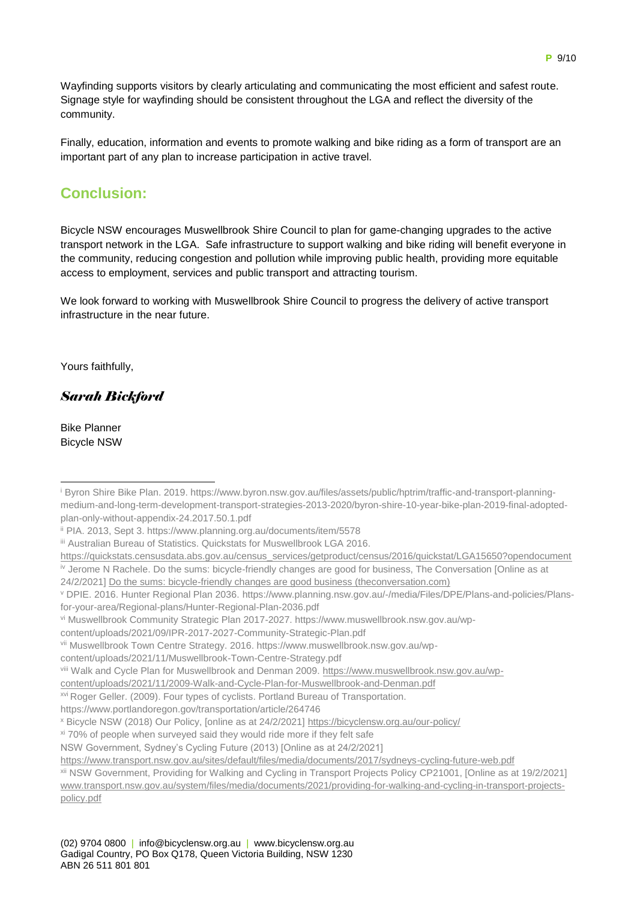Wayfinding supports visitors by clearly articulating and communicating the most efficient and safest route. Signage style for wayfinding should be consistent throughout the LGA and reflect the diversity of the community.

Finally, education, information and events to promote walking and bike riding as a form of transport are an important part of any plan to increase participation in active travel.

## Conclusion:

Bicycle NSW encourages Muswellbrook Shire Council to plan for game-changing upgrades to the active transport network in the LGA. Safe infrastructure to support walking and bike riding will benefit everyone in the community, reducing congestion and pollution while improving public health, providing more equitable access to employment, services and public transport and attracting tourism.

We look forward to working with Muswellbrook Shire Council to progress the delivery of active transport infrastructure in the near future.

Yours faithfully,

***Sarah Bickford***

Bike Planner
Bicycle NSW

---

[i] Byron Shire Bike Plan. 2019. https://www.byron.nsw.gov.au/files/assets/public/hptrim/traffic-and-transport-planning-medium-and-long-term-development-transport-strategies-2013-2020/byron-shire-10-year-bike-plan-2019-final-adopted-plan-only-without-appendix-24.2017.50.1.pdf

[ii] PIA. 2013, Sept 3. https://www.planning.org.au/documents/item/5578

[iii] Australian Bureau of Statistics. Quickstats for Muswellbrook LGA 2016. https://quickstats.censusdata.abs.gov.au/census_services/getproduct/census/2016/quickstat/LGA15650?opendocument

[iv] Jerome N Rachele. Do the sums: bicycle-friendly changes are good for business, The Conversation [Online as at 24/2/2021] Do the sums: bicycle-friendly changes are good business (theconversation.com)

[v] DPIE. 2016. Hunter Regional Plan 2036. https://www.planning.nsw.gov.au/-/media/Files/DPE/Plans-and-policies/Plans-for-your-area/Regional-plans/Hunter-Regional-Plan-2036.pdf

[vi] Muswellbrook Community Strategic Plan 2017-2027. https://www.muswellbrook.nsw.gov.au/wp-content/uploads/2021/09/IPR-2017-2027-Community-Strategic-Plan.pdf

[vii] Muswellbrook Town Centre Strategy. 2016. https://www.muswellbrook.nsw.gov.au/wp-content/uploads/2021/11/Muswellbrook-Town-Centre-Strategy.pdf

[viii] Walk and Cycle Plan for Muswellbrook and Denman 2009. https://www.muswellbrook.nsw.gov.au/wp-content/uploads/2021/11/2009-Walk-and-Cycle-Plan-for-Muswellbrook-and-Denman.pdf

[xvi] Roger Geller. (2009). Four types of cyclists. Portland Bureau of Transportation. https://www.portlandoregon.gov/transportation/article/264746

[x] Bicycle NSW (2018) Our Policy, [online as at 24/2/2021] https://bicyclensw.org.au/our-policy/

[xi] 70% of people when surveyed said they would ride more if they felt safe
NSW Government, Sydney's Cycling Future (2013) [Online as at 24/2/2021]
https://www.transport.nsw.gov.au/sites/default/files/media/documents/2017/sydneys-cycling-future-web.pdf

[xii] NSW Government, Providing for Walking and Cycling in Transport Projects Policy CP21001, [Online as at 19/2/2021] www.transport.nsw.gov.au/system/files/media/documents/2021/providing-for-walking-and-cycling-in-transport-projects-policy.pdf

(02) 9704 0800 | info@bicyclensw.org.au | www.bicyclensw.org.au
Gadigal Country, PO Box Q178, Queen Victoria Building, NSW 1230
ABN 26 511 801 801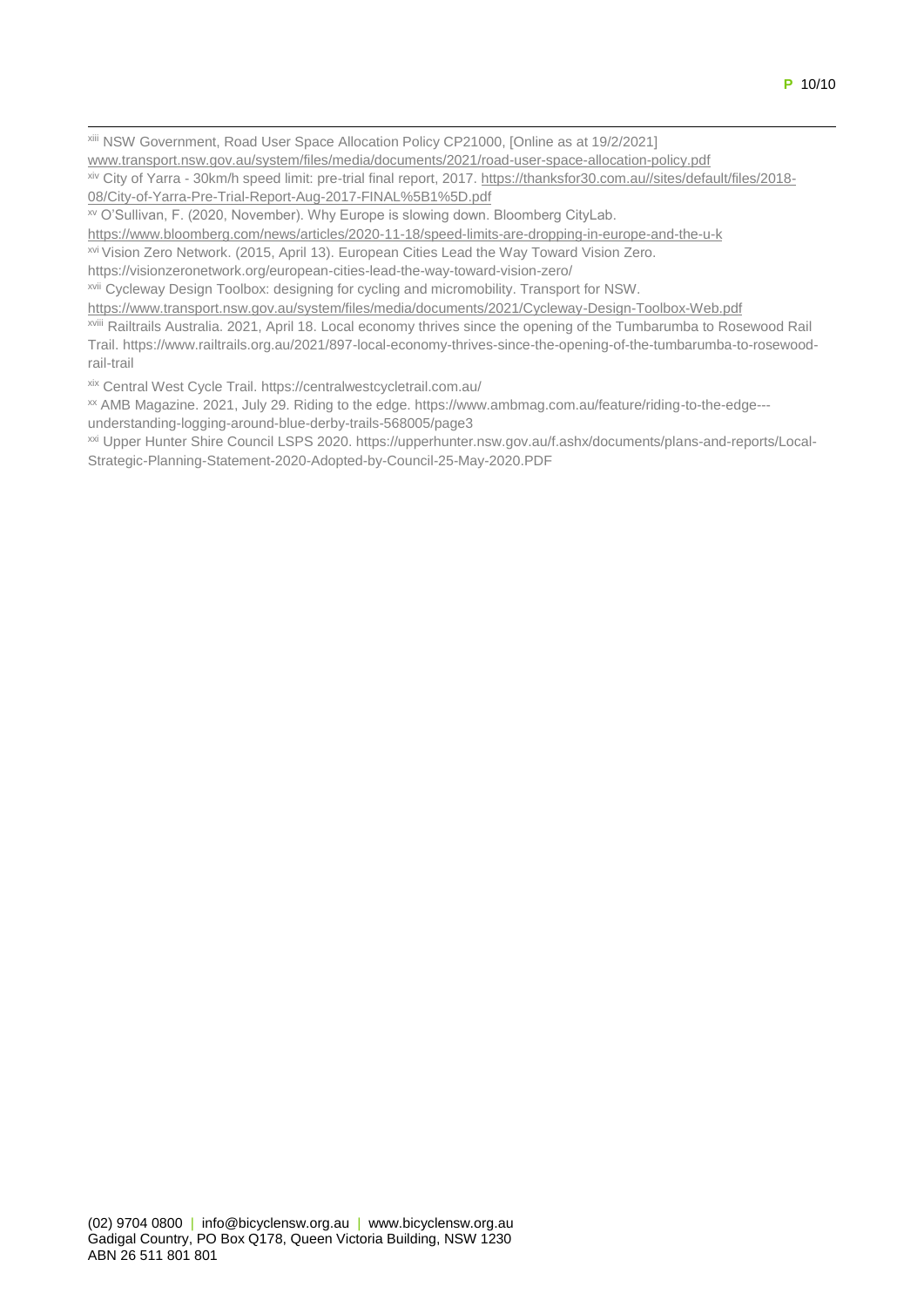[xiii] NSW Government, Road User Space Allocation Policy CP21000, [Online as at 19/2/2021] www.transport.nsw.gov.au/system/files/media/documents/2021/road-user-space-allocation-policy.pdf

[xiv] City of Yarra - 30km/h speed limit: pre-trial final report, 2017. https://thanksfor30.com.au//sites/default/files/2018-08/City-of-Yarra-Pre-Trial-Report-Aug-2017-FINAL%5B1%5D.pdf

[xv] O'Sullivan, F. (2020, November). Why Europe is slowing down. Bloomberg CityLab. https://www.bloomberg.com/news/articles/2020-11-18/speed-limits-are-dropping-in-europe-and-the-u-k

[xvi] Vision Zero Network. (2015, April 13). European Cities Lead the Way Toward Vision Zero. https://visionzeronetwork.org/european-cities-lead-the-way-toward-vision-zero/

[xvii] Cycleway Design Toolbox: designing for cycling and micromobility. Transport for NSW. https://www.transport.nsw.gov.au/system/files/media/documents/2021/Cycleway-Design-Toolbox-Web.pdf

[xviii] Railtrails Australia. 2021, April 18. Local economy thrives since the opening of the Tumbarumba to Rosewood Rail Trail. https://www.railtrails.org.au/2021/897-local-economy-thrives-since-the-opening-of-the-tumbarumba-to-rosewood-rail-trail

[xix] Central West Cycle Trail. https://centralwestcycletrail.com.au/

[xx] AMB Magazine. 2021, July 29. Riding to the edge. https://www.ambmag.com.au/feature/riding-to-the-edge---understanding-logging-around-blue-derby-trails-568005/page3

[xxi] Upper Hunter Shire Council LSPS 2020. https://upperhunter.nsw.gov.au/f.ashx/documents/plans-and-reports/Local-Strategic-Planning-Statement-2020-Adopted-by-Council-25-May-2020.PDF